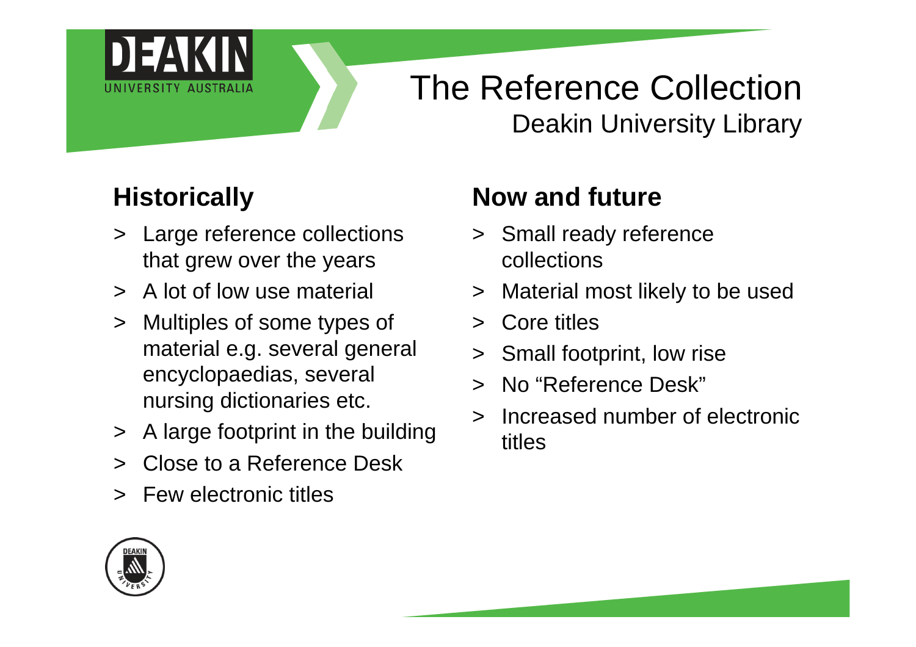# The Reference Collection

## Deakin University Library

### Historically

- Large reference collections that grew over the years
- A lot of low use material
- Multiples of some types of material e.g. several general encyclopaedias, several nursing dictionaries etc.
- A large footprint in the building
- Close to a Reference Desk
- Few electronic titles

### Now and future

- Small ready reference collections
- Material most likely to be used
- Core titles
- Small footprint, low rise
- No "Reference Desk"
- Increased number of electronic titles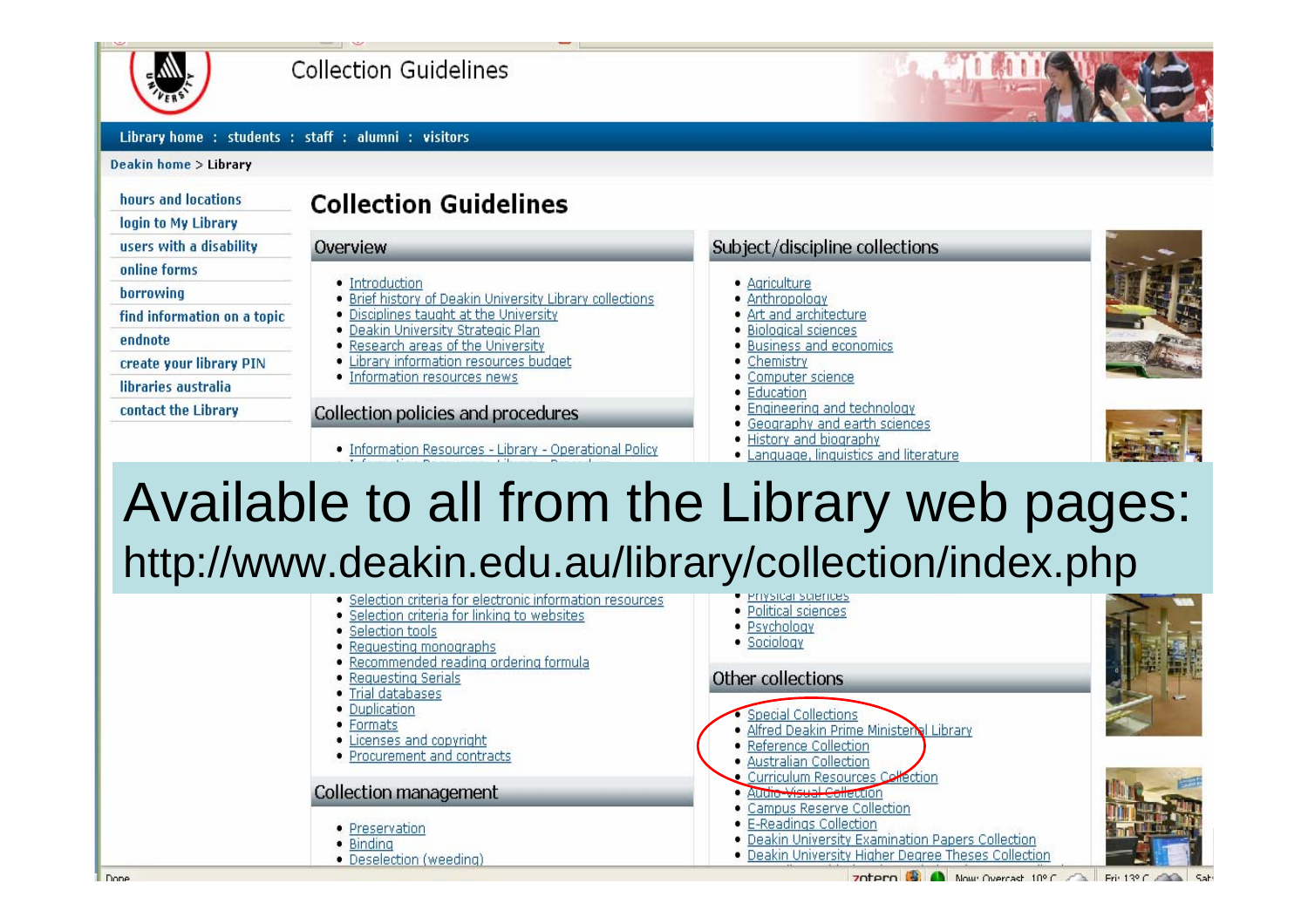Collection Guidelines

Library home : students : staff : alumni : visitors

Deakin home > Library

- hours and locations
- login to My Library
- users with a disability
- online forms
- borrowing
- find information on a topic
- endnote
- create your library PIN
- libraries australia
- contact the Library

# Collection Guidelines

## Overview

- Introduction
- Brief history of Deakin University Library collections
- Disciplines taught at the University
- Deakin University Strategic Plan
- Research areas of the University
- Library information resources budget
- Information resources news

## Collection policies and procedures

- Information Resources - Library - Operational Policy
- Selection criteria for electronic information resources
- Selection criteria for linking to websites
- Selection tools
- Requesting monographs
- Recommended reading ordering formula
- Requesting Serials
- Trial databases
- Duplication
- Formats
- Licenses and copyright
- Procurement and contracts

## Collection management

- Preservation
- Binding
- Deselection (weeding)

## Subject/discipline collections

- Agriculture
- Anthropology
- Art and architecture
- Biological sciences
- Business and economics
- Chemistry
- Computer science
- Education
- Engineering and technology
- Geography and earth sciences
- History and biography
- Language, linguistics and literature
- Physical sciences
- Political sciences
- Psychology
- Sociology

## Other collections

- Special Collections
- Alfred Deakin Prime Ministerial Library
- Reference Collection
- Australian Collection
- Curriculum Resources Collection
- Audio Visual Collection
- Campus Reserve Collection
- E-Readings Collection
- Deakin University Examination Papers Collection
- Deakin University Higher Degree Theses Collection

# Available to all from the Library web pages:

http://www.deakin.edu.au/library/collection/index.php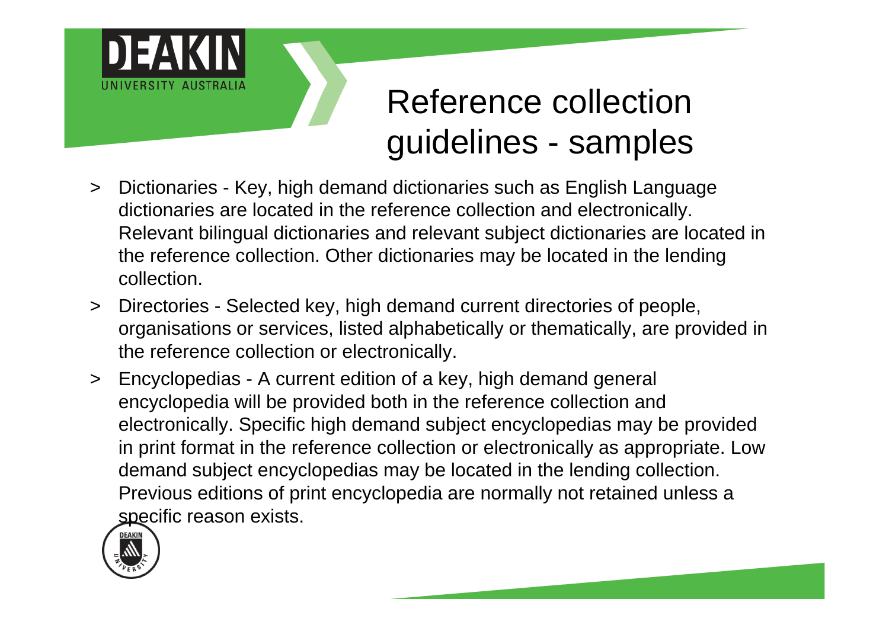# Reference collection guidelines - samples

- Dictionaries - Key, high demand dictionaries such as English Language dictionaries are located in the reference collection and electronically. Relevant bilingual dictionaries and relevant subject dictionaries are located in the reference collection. Other dictionaries may be located in the lending collection.
- Directories - Selected key, high demand current directories of people, organisations or services, listed alphabetically or thematically, are provided in the reference collection or electronically.
- Encyclopedias - A current edition of a key, high demand general encyclopedia will be provided both in the reference collection and electronically. Specific high demand subject encyclopedias may be provided in print format in the reference collection or electronically as appropriate. Low demand subject encyclopedias may be located in the lending collection. Previous editions of print encyclopedia are normally not retained unless a specific reason exists.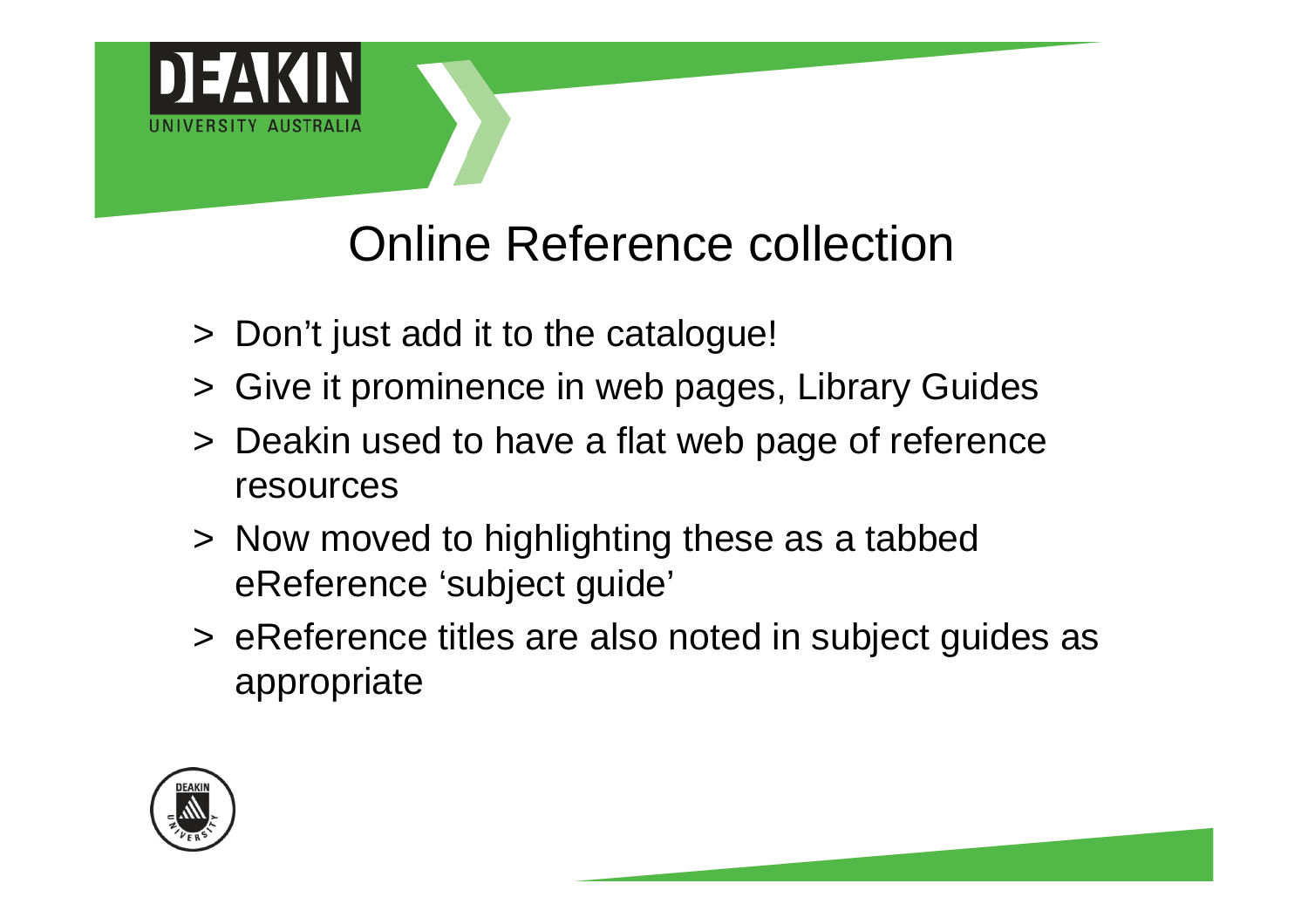# Online Reference collection

- Don't just add it to the catalogue!
- Give it prominence in web pages, Library Guides
- Deakin used to have a flat web page of reference resources
- Now moved to highlighting these as a tabbed eReference 'subject guide'
- eReference titles are also noted in subject guides as appropriate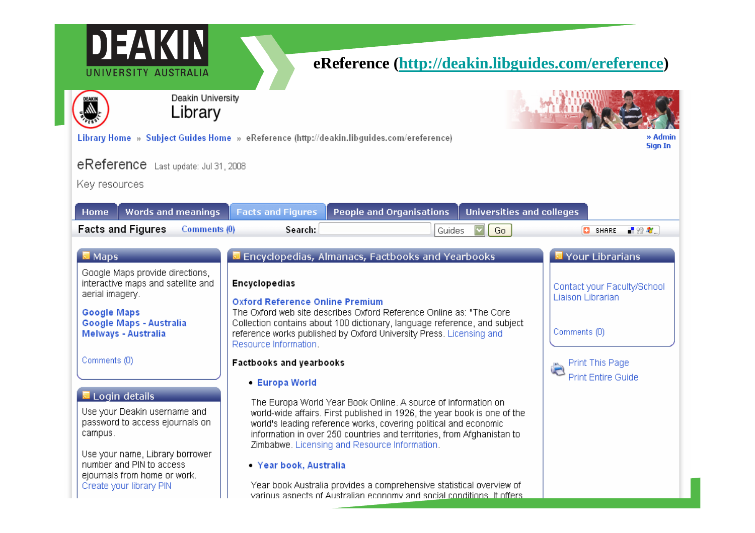# eReference (http://deakin.libguides.com/ereference)

Deakin University
Library

Library Home » Subject Guides Home » eReference (http://deakin.libguides.com/ereference)

» Admin Sign In

## eReference

Last update: Jul 31, 2008

Key resources

Home | Words and meanings | Facts and Figures | People and Organisations | Universities and colleges

### Facts and Figures

Comments (0)

Search: Guides Go

SHARE

### Maps

Google Maps provide directions, interactive maps and satellite and aerial imagery.

**Google Maps**
**Google Maps - Australia**
**Melways - Australia**

Comments (0)

### Login details

Use your Deakin username and password to access ejournals on campus.

Use your name, Library borrower number and PIN to access ejournals from home or work.
Create your library PIN

### Encyclopedias, Almanacs, Factbooks and Yearbooks

**Encyclopedias**

**Oxford Reference Online Premium**
The Oxford web site describes Oxford Reference Online as: "The Core Collection contains about 100 dictionary, language reference, and subject reference works published by Oxford University Press. Licensing and Resource Information.

**Factbooks and yearbooks**

- **Europa World**

  The Europa World Year Book Online. A source of information on world-wide affairs. First published in 1926, the year book is one of the world's leading reference works, covering political and economic information in over 250 countries and territories, from Afghanistan to Zimbabwe. Licensing and Resource Information.

- **Year book, Australia**

  Year book Australia provides a comprehensive statistical overview of various aspects of Australian economy and social conditions. It offers

### Your Librarians

Contact your Faculty/School Liaison Librarian

Comments (0)

Print This Page
Print Entire Guide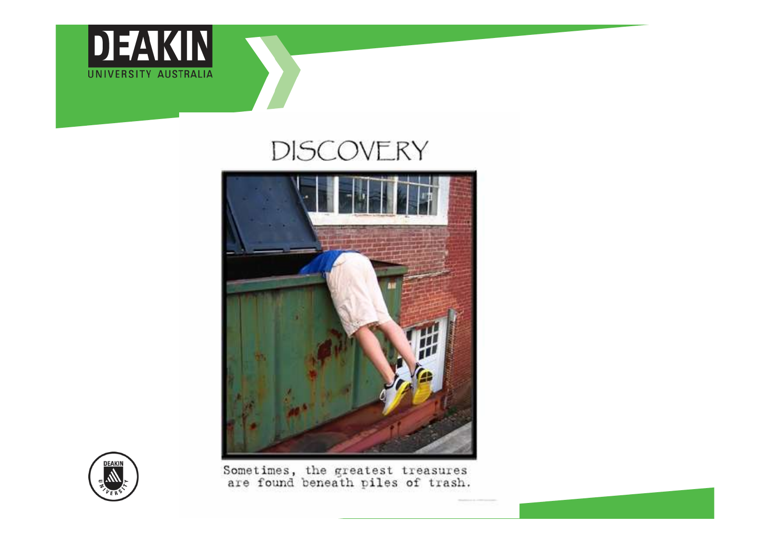# DISCOVERY

Sometimes, the greatest treasures are found beneath piles of trash.